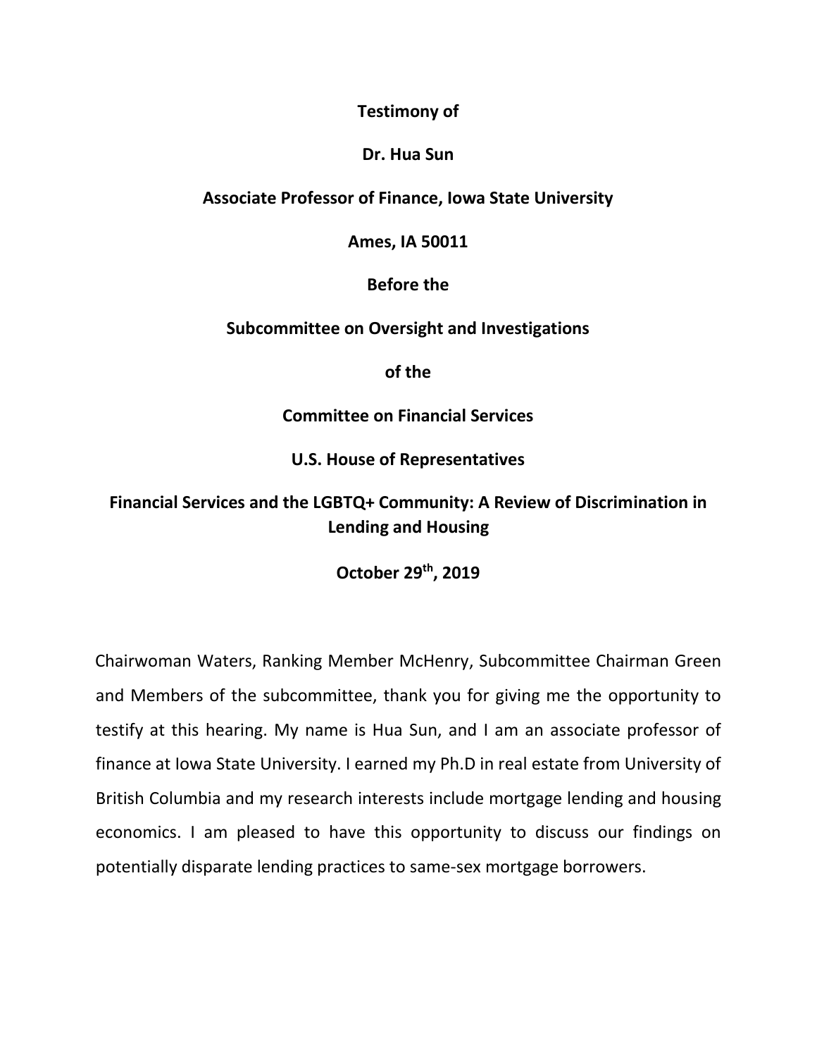**Testimony of**

**Dr. Hua Sun**

**Associate Professor of Finance, Iowa State University**

**Ames, IA 50011**

**Before the**

**Subcommittee on Oversight and Investigations**

**of the**

**Committee on Financial Services**

**U.S. House of Representatives**

**Financial Services and the LGBTQ+ Community: A Review of Discrimination in Lending and Housing**

**October 29th, 2019**

Chairwoman Waters, Ranking Member McHenry, Subcommittee Chairman Green and Members of the subcommittee, thank you for giving me the opportunity to testify at this hearing. My name is Hua Sun, and I am an associate professor of finance at Iowa State University. I earned my Ph.D in real estate from University of British Columbia and my research interests include mortgage lending and housing economics. I am pleased to have this opportunity to discuss our findings on potentially disparate lending practices to same-sex mortgage borrowers.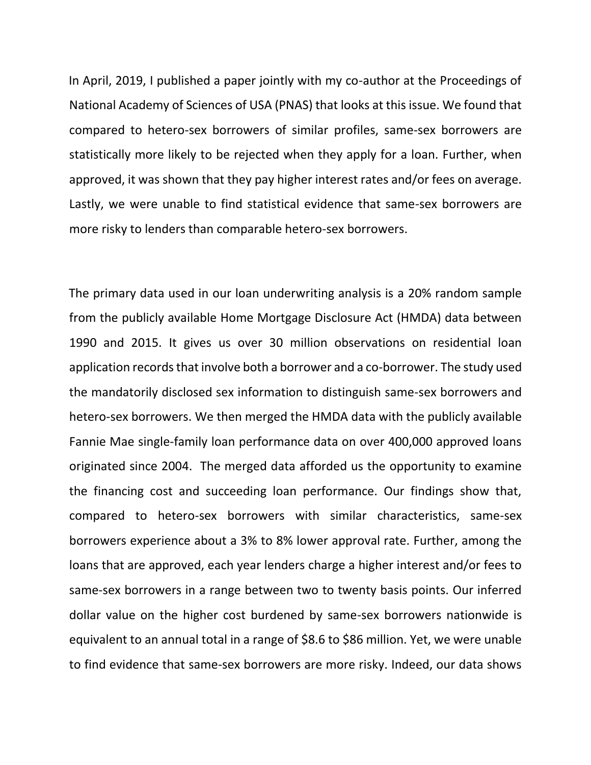In April, 2019, I published a paper jointly with my co-author at the Proceedings of National Academy of Sciences of USA (PNAS) that looks at this issue. We found that compared to hetero-sex borrowers of similar profiles, same-sex borrowers are statistically more likely to be rejected when they apply for a loan. Further, when approved, it was shown that they pay higher interest rates and/or fees on average. Lastly, we were unable to find statistical evidence that same-sex borrowers are more risky to lenders than comparable hetero-sex borrowers.

The primary data used in our loan underwriting analysis is a 20% random sample from the publicly available Home Mortgage Disclosure Act (HMDA) data between 1990 and 2015. It gives us over 30 million observations on residential loan application records that involve both a borrower and a co-borrower. The study used the mandatorily disclosed sex information to distinguish same-sex borrowers and hetero-sex borrowers. We then merged the HMDA data with the publicly available Fannie Mae single-family loan performance data on over 400,000 approved loans originated since 2004. The merged data afforded us the opportunity to examine the financing cost and succeeding loan performance. Our findings show that, compared to hetero-sex borrowers with similar characteristics, same-sex borrowers experience about a 3% to 8% lower approval rate. Further, among the loans that are approved, each year lenders charge a higher interest and/or fees to same-sex borrowers in a range between two to twenty basis points. Our inferred dollar value on the higher cost burdened by same-sex borrowers nationwide is equivalent to an annual total in a range of $8.6 to $86 million. Yet, we were unable to find evidence that same-sex borrowers are more risky. Indeed, our data shows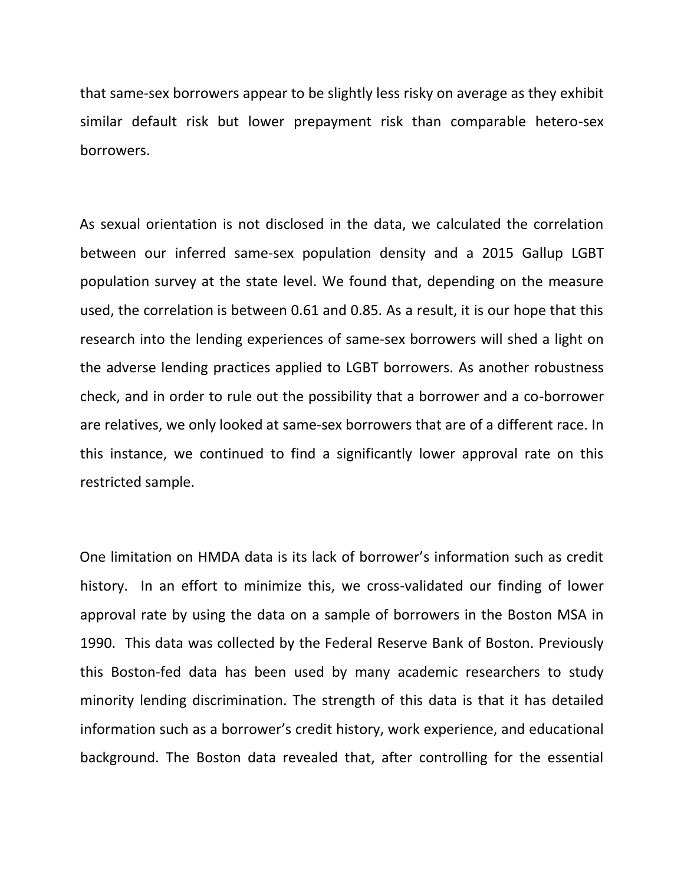that same-sex borrowers appear to be slightly less risky on average as they exhibit similar default risk but lower prepayment risk than comparable hetero-sex borrowers.

As sexual orientation is not disclosed in the data, we calculated the correlation between our inferred same-sex population density and a 2015 Gallup LGBT population survey at the state level. We found that, depending on the measure used, the correlation is between 0.61 and 0.85. As a result, it is our hope that this research into the lending experiences of same-sex borrowers will shed a light on the adverse lending practices applied to LGBT borrowers. As another robustness check, and in order to rule out the possibility that a borrower and a co-borrower are relatives, we only looked at same-sex borrowers that are of a different race. In this instance, we continued to find a significantly lower approval rate on this restricted sample.

One limitation on HMDA data is its lack of borrower's information such as credit history. In an effort to minimize this, we cross-validated our finding of lower approval rate by using the data on a sample of borrowers in the Boston MSA in 1990. This data was collected by the Federal Reserve Bank of Boston. Previously this Boston-fed data has been used by many academic researchers to study minority lending discrimination. The strength of this data is that it has detailed information such as a borrower's credit history, work experience, and educational background. The Boston data revealed that, after controlling for the essential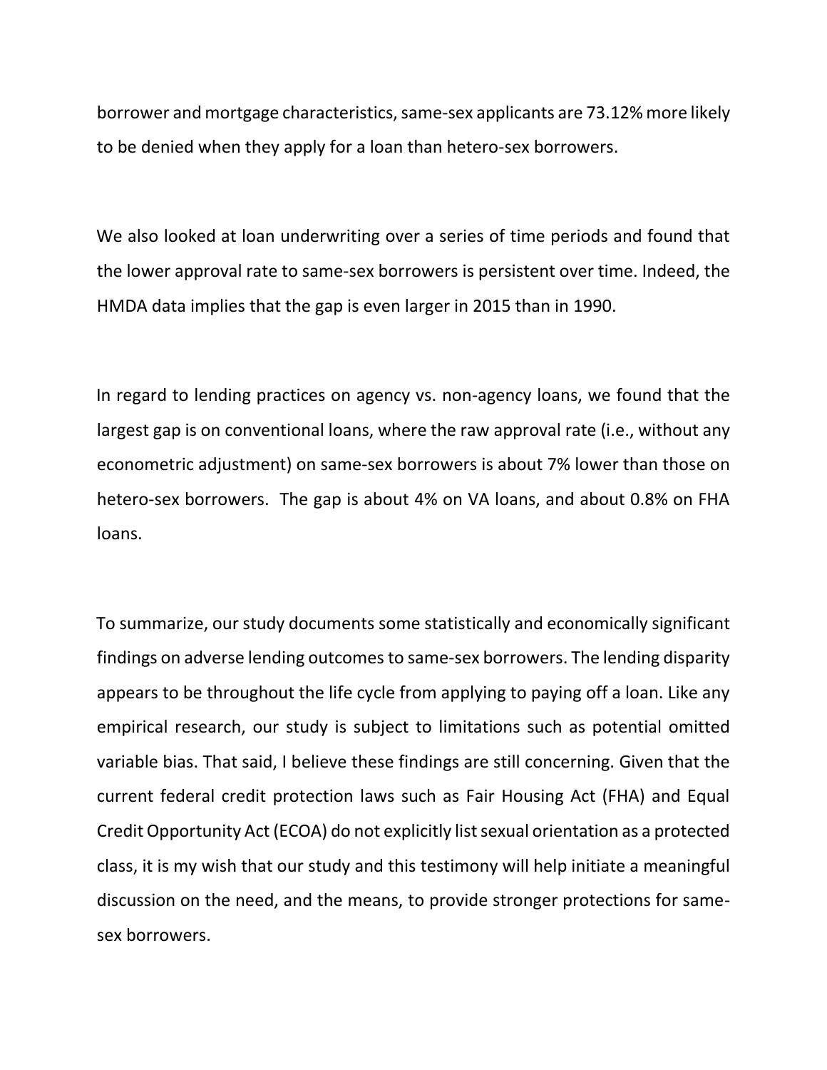borrower and mortgage characteristics, same-sex applicants are 73.12% more likely to be denied when they apply for a loan than hetero-sex borrowers.

We also looked at loan underwriting over a series of time periods and found that the lower approval rate to same-sex borrowers is persistent over time. Indeed, the HMDA data implies that the gap is even larger in 2015 than in 1990.

In regard to lending practices on agency vs. non-agency loans, we found that the largest gap is on conventional loans, where the raw approval rate (i.e., without any econometric adjustment) on same-sex borrowers is about 7% lower than those on hetero-sex borrowers. The gap is about 4% on VA loans, and about 0.8% on FHA loans.

To summarize, our study documents some statistically and economically significant findings on adverse lending outcomes to same-sex borrowers. The lending disparity appears to be throughout the life cycle from applying to paying off a loan. Like any empirical research, our study is subject to limitations such as potential omitted variable bias. That said, I believe these findings are still concerning. Given that the current federal credit protection laws such as Fair Housing Act (FHA) and Equal Credit Opportunity Act (ECOA) do not explicitly list sexual orientation as a protected class, it is my wish that our study and this testimony will help initiate a meaningful discussion on the need, and the means, to provide stronger protections for same-sex borrowers.